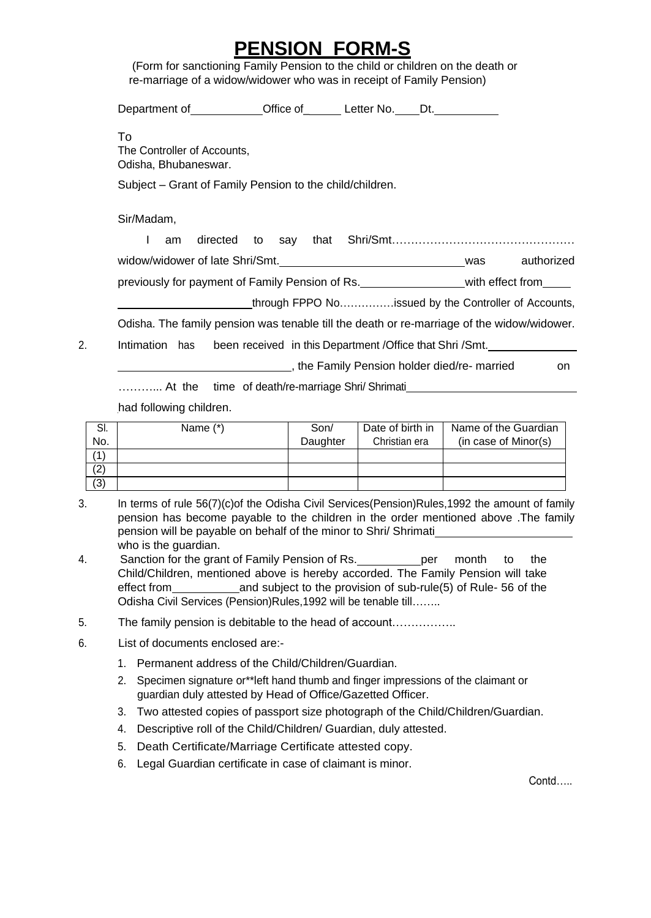# PENSION FORM-S

(Form for sanctioning Family Pension to the child or children on the death or re-marriage of a widow/widower who was in receipt of Family Pension)

Department of\_\_\_\_\_\_\_\_\_\_\_Office of\_\_\_\_\_ Letter No.\_\_\_\_Dt.\_\_\_\_\_\_\_\_\_\_

To
The Controller of Accounts,
Odisha, Bhubaneswar.

Subject – Grant of Family Pension to the child/children.

Sir/Madam,

I am directed to say that Shri/Smt………………………………………… widow/widower of late Shri/Smt.\_\_\_\_\_\_\_\_\_\_\_\_\_\_\_\_\_\_\_\_\_\_\_\_\_\_\_\_\_was authorized previously for payment of Family Pension of Rs.\_\_\_\_\_\_\_\_\_\_\_\_\_\_\_\_with effect from\_\_\_\_ \_\_\_\_\_\_\_\_\_\_\_\_\_\_\_\_\_\_\_\_\_through FPPO No……………issued by the Controller of Accounts, Odisha. The family pension was tenable till the death or re-marriage of the widow/widower.

2. Intimation has been received in this Department /Office that Shri /Smt.\_\_\_\_\_\_\_\_\_\_\_\_\_\_ \_\_\_\_\_\_\_\_\_\_\_\_\_\_\_\_\_\_\_\_\_\_\_\_\_\_\_, the Family Pension holder died/re- married on ………... At the time of death/re-marriage Shri/ Shrimati\_\_\_\_\_\_\_\_\_\_\_\_\_\_\_\_\_\_\_\_\_\_\_\_\_\_\_ had following children.

| Sl. No. | Name (*) | Son/ Daughter | Date of birth in Christian era | Name of the Guardian (in case of Minor(s) |
|---|---|---|---|---|
| (1) | | | | |
| (2) | | | | |
| (3) | | | | |

3. In terms of rule 56(7)(c)of the Odisha Civil Services(Pension)Rules,1992 the amount of family pension has become payable to the children in the order mentioned above .The family pension will be payable on behalf of the minor to Shri/ Shrimati\_\_\_\_\_\_\_\_\_\_\_\_\_\_\_\_\_\_\_\_\_ who is the guardian.

4. Sanction for the grant of Family Pension of Rs.\_\_\_\_\_\_\_\_\_\_per month to the Child/Children, mentioned above is hereby accorded. The Family Pension will take effect from\_\_\_\_\_\_\_\_\_\_and subject to the provision of sub-rule(5) of Rule- 56 of the Odisha Civil Services (Pension)Rules,1992 will be tenable till……..

5. The family pension is debitable to the head of account……………..

6. List of documents enclosed are:-
   1. Permanent address of the Child/Children/Guardian.
   2. Specimen signature or**left hand thumb and finger impressions of the claimant or guardian duly attested by Head of Office/Gazetted Officer.
   3. Two attested copies of passport size photograph of the Child/Children/Guardian.
   4. Descriptive roll of the Child/Children/ Guardian, duly attested.
   5. Death Certificate/Marriage Certificate attested copy.
   6. Legal Guardian certificate in case of claimant is minor.

Contd…..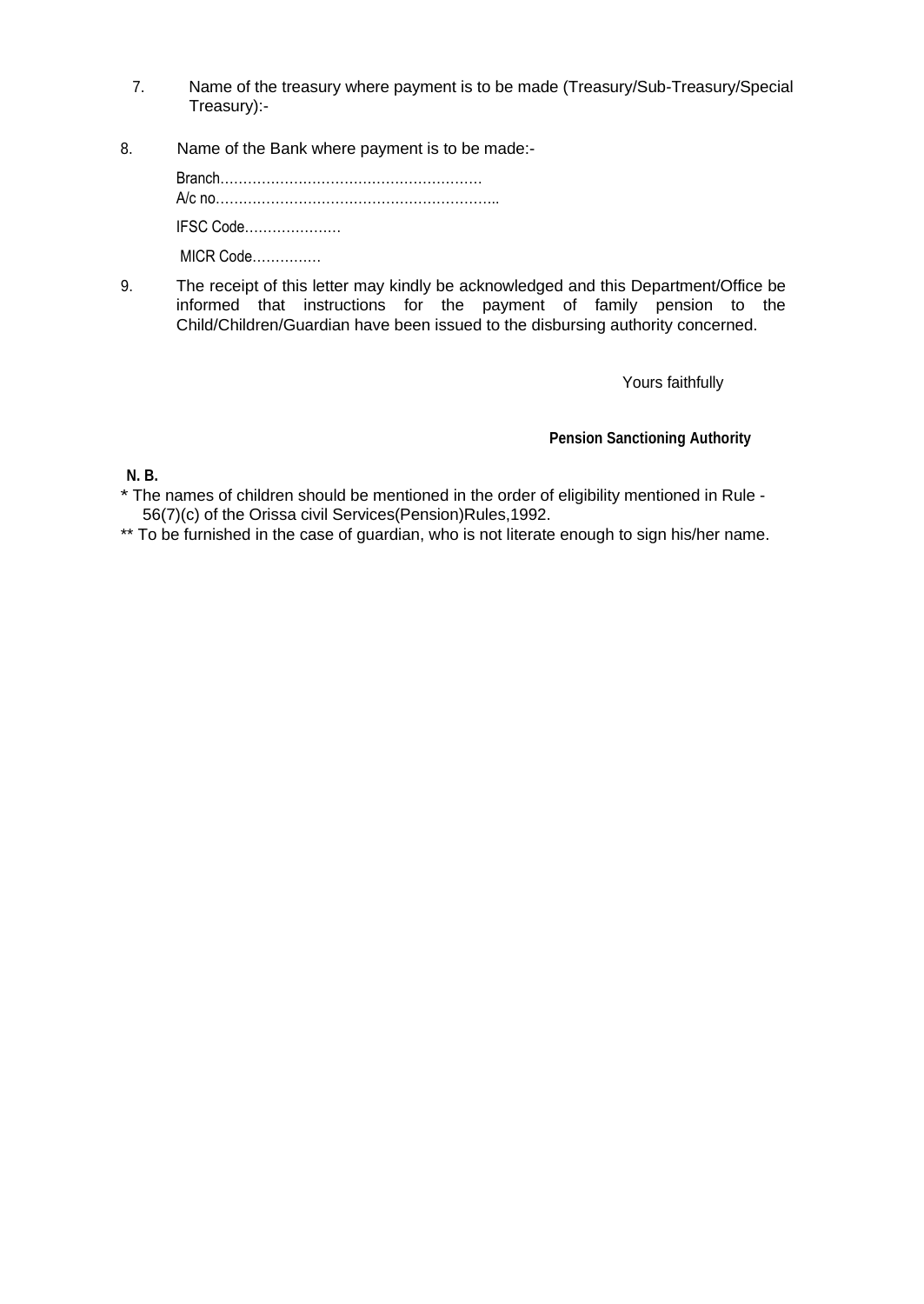7. Name of the treasury where payment is to be made (Treasury/Sub-Treasury/Special Treasury):-

8. Name of the Bank where payment is to be made:-

   Branch…………………………………………………
   A/c no……………………………………………………..

   IFSC Code…………………

   MICR Code…………..

9. The receipt of this letter may kindly be acknowledged and this Department/Office be informed that instructions for the payment of family pension to the Child/Children/Guardian have been issued to the disbursing authority concerned.

Yours faithfully

**Pension Sanctioning Authority**

**N. B.**

* The names of children should be mentioned in the order of eligibility mentioned in Rule - 56(7)(c) of the Orissa civil Services(Pension)Rules,1992.

** To be furnished in the case of guardian, who is not literate enough to sign his/her name.